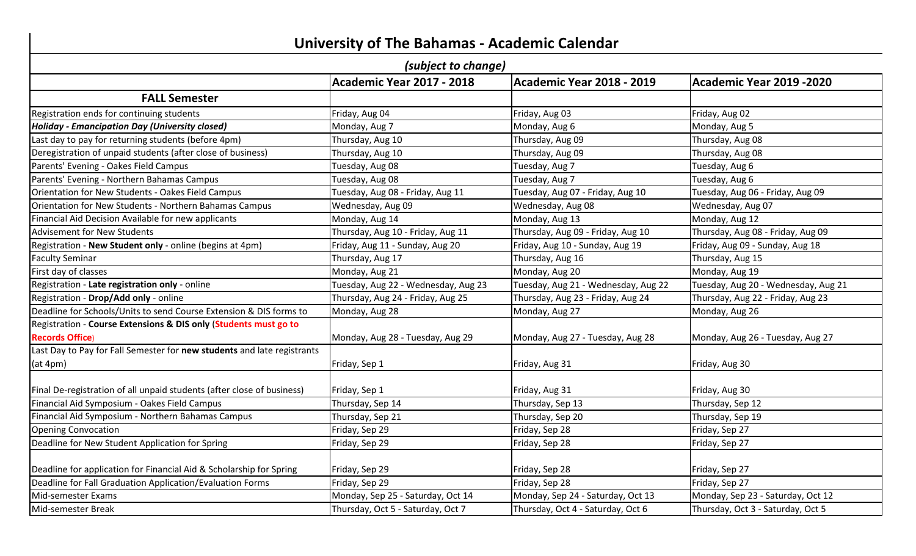# University of The Bahamas - Academic Calendar

*(subject to change)*

| | Academic Year 2017 - 2018 | Academic Year 2018 - 2019 | Academic Year 2019 -2020 |
|---|---|---|---|
| **FALL Semester** | | | |
| Registration ends for continuing students | Friday, Aug 04 | Friday, Aug 03 | Friday, Aug 02 |
| ***Holiday - Emancipation Day (University closed)*** | Monday, Aug 7 | Monday, Aug 6 | Monday, Aug 5 |
| Last day to pay for returning students (before 4pm) | Thursday, Aug 10 | Thursday, Aug 09 | Thursday, Aug 08 |
| Deregistration of unpaid students (after close of business) | Thursday, Aug 10 | Thursday, Aug 09 | Thursday, Aug 08 |
| Parents' Evening - Oakes Field Campus | Tuesday, Aug 08 | Tuesday, Aug 7 | Tuesday, Aug 6 |
| Parents' Evening - Northern Bahamas Campus | Tuesday, Aug 08 | Tuesday, Aug 7 | Tuesday, Aug 6 |
| Orientation for New Students - Oakes Field Campus | Tuesday, Aug 08 - Friday, Aug 11 | Tuesday, Aug 07 - Friday, Aug 10 | Tuesday, Aug 06 - Friday, Aug 09 |
| Orientation for New Students - Northern Bahamas Campus | Wednesday, Aug 09 | Wednesday, Aug 08 | Wednesday, Aug 07 |
| Financial Aid Decision Available for new applicants | Monday, Aug 14 | Monday, Aug 13 | Monday, Aug 12 |
| Advisement for New Students | Thursday, Aug 10 - Friday, Aug 11 | Thursday, Aug 09 - Friday, Aug 10 | Thursday, Aug 08 - Friday, Aug 09 |
| Registration - **New Student only** - online (begins at 4pm) | Friday, Aug 11 - Sunday, Aug 20 | Friday, Aug 10 - Sunday, Aug 19 | Friday, Aug 09 - Sunday, Aug 18 |
| Faculty Seminar | Thursday, Aug 17 | Thursday, Aug 16 | Thursday, Aug 15 |
| First day of classes | Monday, Aug 21 | Monday, Aug 20 | Monday, Aug 19 |
| Registration - **Late registration only** - online | Tuesday, Aug 22 - Wednesday, Aug 23 | Tuesday, Aug 21 - Wednesday, Aug 22 | Tuesday, Aug 20 - Wednesday, Aug 21 |
| Registration - **Drop/Add only** - online | Thursday, Aug 24 - Friday, Aug 25 | Thursday, Aug 23 - Friday, Aug 24 | Thursday, Aug 22 - Friday, Aug 23 |
| Deadline for Schools/Units to send Course Extension & DIS forms to | Monday, Aug 28 | Monday, Aug 27 | Monday, Aug 26 |
| Registration - **Course Extensions & DIS only** (**Students must go to Records Office**) | Monday, Aug 28 - Tuesday, Aug 29 | Monday, Aug 27 - Tuesday, Aug 28 | Monday, Aug 26 - Tuesday, Aug 27 |
| Last Day to Pay for Fall Semester for **new students** and late registrants (at 4pm) | Friday, Sep 1 | Friday, Aug 31 | Friday, Aug 30 |
| Final De-registration of all unpaid students (after close of business) | Friday, Sep 1 | Friday, Aug 31 | Friday, Aug 30 |
| Financial Aid Symposium - Oakes Field Campus | Thursday, Sep 14 | Thursday, Sep 13 | Thursday, Sep 12 |
| Financial Aid Symposium - Northern Bahamas Campus | Thursday, Sep 21 | Thursday, Sep 20 | Thursday, Sep 19 |
| Opening Convocation | Friday, Sep 29 | Friday, Sep 28 | Friday, Sep 27 |
| Deadline for New Student Application for Spring | Friday, Sep 29 | Friday, Sep 28 | Friday, Sep 27 |
| Deadline for application for Financial Aid & Scholarship for Spring | Friday, Sep 29 | Friday, Sep 28 | Friday, Sep 27 |
| Deadline for Fall Graduation Application/Evaluation Forms | Friday, Sep 29 | Friday, Sep 28 | Friday, Sep 27 |
| Mid-semester Exams | Monday, Sep 25 - Saturday, Oct 14 | Monday, Sep 24 - Saturday, Oct 13 | Monday, Sep 23 - Saturday, Oct 12 |
| Mid-semester Break | Thursday, Oct 5 - Saturday, Oct 7 | Thursday, Oct 4 - Saturday, Oct 6 | Thursday, Oct 3 - Saturday, Oct 5 |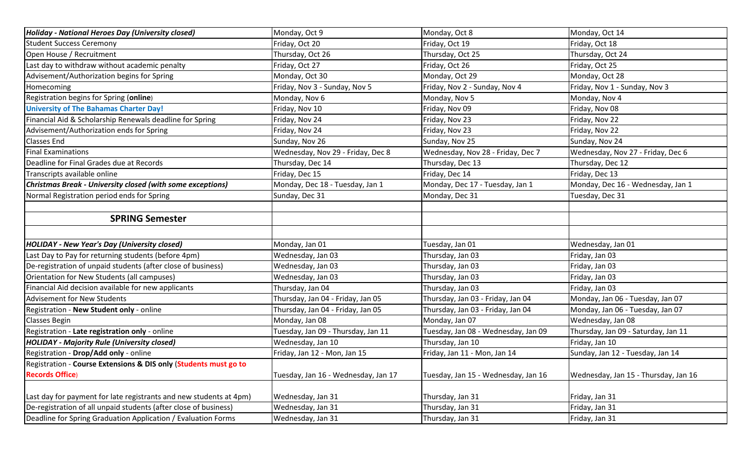| | | | |
|---|---|---|---|
| ***Holiday - National Heroes Day (University closed)*** | Monday, Oct 9 | Monday, Oct 8 | Monday, Oct 14 |
| Student Success Ceremony | Friday, Oct 20 | Friday, Oct 19 | Friday, Oct 18 |
| Open House / Recruitment | Thursday, Oct 26 | Thursday, Oct 25 | Thursday, Oct 24 |
| Last day to withdraw without academic penalty | Friday, Oct 27 | Friday, Oct 26 | Friday, Oct 25 |
| Advisement/Authorization begins for Spring | Monday, Oct 30 | Monday, Oct 29 | Monday, Oct 28 |
| Homecoming | Friday, Nov 3 - Sunday, Nov 5 | Friday, Nov 2 - Sunday, Nov 4 | Friday, Nov 1 - Sunday, Nov 3 |
| Registration begins for Spring (**online**) | Monday, Nov 6 | Monday, Nov 5 | Monday, Nov 4 |
| **University of The Bahamas Charter Day!** | Friday, Nov 10 | Friday, Nov 09 | Friday, Nov 08 |
| Financial Aid & Scholarship Renewals deadline for Spring | Friday, Nov 24 | Friday, Nov 23 | Friday, Nov 22 |
| Advisement/Authorization ends for Spring | Friday, Nov 24 | Friday, Nov 23 | Friday, Nov 22 |
| Classes End | Sunday, Nov 26 | Sunday, Nov 25 | Sunday, Nov 24 |
| Final Examinations | Wednesday, Nov 29 - Friday, Dec 8 | Wednesday, Nov 28 - Friday, Dec 7 | Wednesday, Nov 27 - Friday, Dec 6 |
| Deadline for Final Grades due at Records | Thursday, Dec 14 | Thursday, Dec 13 | Thursday, Dec 12 |
| Transcripts available online | Friday, Dec 15 | Friday, Dec 14 | Friday, Dec 13 |
| ***Christmas Break - University closed (with some exceptions)*** | Monday, Dec 18 - Tuesday, Jan 1 | Monday, Dec 17 - Tuesday, Jan 1 | Monday, Dec 16 - Wednesday, Jan 1 |
| Normal Registration period ends for Spring | Sunday, Dec 31 | Monday, Dec 31 | Tuesday, Dec 31 |
| | | | |
| **SPRING Semester** | | | |
| | | | |
| ***HOLIDAY - New Year's Day (University closed)*** | Monday, Jan 01 | Tuesday, Jan 01 | Wednesday, Jan 01 |
| Last Day to Pay for returning students (before 4pm) | Wednesday, Jan 03 | Thursday, Jan 03 | Friday, Jan 03 |
| De-registration of unpaid students (after close of business) | Wednesday, Jan 03 | Thursday, Jan 03 | Friday, Jan 03 |
| Orientation for New Students (all campuses) | Wednesday, Jan 03 | Thursday, Jan 03 | Friday, Jan 03 |
| Financial Aid decision available for new applicants | Thursday, Jan 04 | Thursday, Jan 03 | Friday, Jan 03 |
| Advisement for New Students | Thursday, Jan 04 - Friday, Jan 05 | Thursday, Jan 03 - Friday, Jan 04 | Monday, Jan 06 - Tuesday, Jan 07 |
| Registration - **New Student only** - online | Thursday, Jan 04 - Friday, Jan 05 | Thursday, Jan 03 - Friday, Jan 04 | Monday, Jan 06 - Tuesday, Jan 07 |
| Classes Begin | Monday, Jan 08 | Monday, Jan 07 | Wednesday, Jan 08 |
| Registration - **Late registration only** - online | Tuesday, Jan 09 - Thursday, Jan 11 | Tuesday, Jan 08 - Wednesday, Jan 09 | Thursday, Jan 09 - Saturday, Jan 11 |
| ***HOLIDAY - Majority Rule (University closed)*** | Wednesday, Jan 10 | Thursday, Jan 10 | Friday, Jan 10 |
| Registration - **Drop/Add only** - online | Friday, Jan 12 - Mon, Jan 15 | Friday, Jan 11 - Mon, Jan 14 | Sunday, Jan 12 - Tuesday, Jan 14 |
| Registration - **Course Extensions & DIS only** (**Students must go to Records Office**) | Tuesday, Jan 16 - Wednesday, Jan 17 | Tuesday, Jan 15 - Wednesday, Jan 16 | Wednesday, Jan 15 - Thursday, Jan 16 |
| Last day for payment for late registrants and new students at 4pm) | Wednesday, Jan 31 | Thursday, Jan 31 | Friday, Jan 31 |
| De-registration of all unpaid students (after close of business) | Wednesday, Jan 31 | Thursday, Jan 31 | Friday, Jan 31 |
| Deadline for Spring Graduation Application / Evaluation Forms | Wednesday, Jan 31 | Thursday, Jan 31 | Friday, Jan 31 |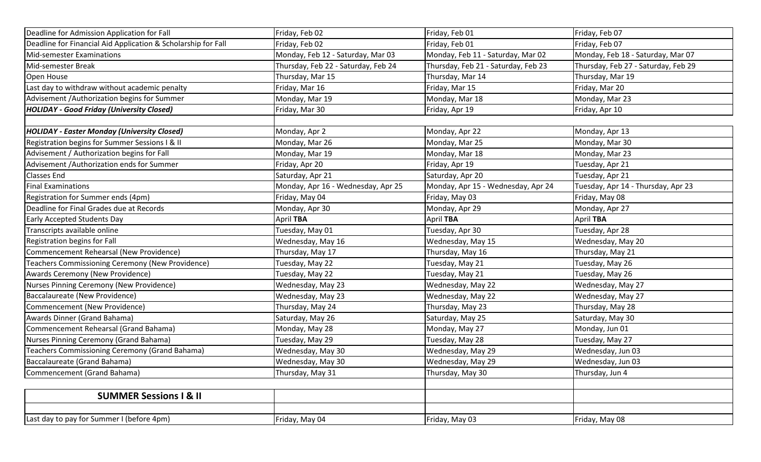| | | | |
|---|---|---|---|
| Deadline for Admission Application for Fall | Friday, Feb 02 | Friday, Feb 01 | Friday, Feb 07 |
| Deadline for Financial Aid Application & Scholarship for Fall | Friday, Feb 02 | Friday, Feb 01 | Friday, Feb 07 |
| Mid-semester Examinations | Monday, Feb 12 - Saturday, Mar 03 | Monday, Feb 11 - Saturday, Mar 02 | Monday, Feb 18 - Saturday, Mar 07 |
| Mid-semester Break | Thursday, Feb 22 - Saturday, Feb 24 | Thursday, Feb 21 - Saturday, Feb 23 | Thursday, Feb 27 - Saturday, Feb 29 |
| Open House | Thursday, Mar 15 | Thursday, Mar 14 | Thursday, Mar 19 |
| Last day to withdraw without academic penalty | Friday, Mar 16 | Friday, Mar 15 | Friday, Mar 20 |
| Advisement /Authorization begins for Summer | Monday, Mar 19 | Monday, Mar 18 | Monday, Mar 23 |
| ***HOLIDAY - Good Friday (University Closed)*** | Friday, Mar 30 | Friday, Apr 19 | Friday, Apr 10 |
| | | | |
| ***HOLIDAY - Easter Monday (University Closed)*** | Monday, Apr 2 | Monday, Apr 22 | Monday, Apr 13 |
| Registration begins for Summer Sessions I & II | Monday, Mar 26 | Monday, Mar 25 | Monday, Mar 30 |
| Advisement / Authorization begins for Fall | Monday, Mar 19 | Monday, Mar 18 | Monday, Mar 23 |
| Advisement /Authorization ends for Summer | Friday, Apr 20 | Friday, Apr 19 | Tuesday, Apr 21 |
| Classes End | Saturday, Apr 21 | Saturday, Apr 20 | Tuesday, Apr 21 |
| Final Examinations | Monday, Apr 16 - Wednesday, Apr 25 | Monday, Apr 15 - Wednesday, Apr 24 | Tuesday, Apr 14 - Thursday, Apr 23 |
| Registration for Summer ends (4pm) | Friday, May 04 | Friday, May 03 | Friday, May 08 |
| Deadline for Final Grades due at Records | Monday, Apr 30 | Monday, Apr 29 | Monday, Apr 27 |
| Early Accepted Students Day | April **TBA** | April **TBA** | April **TBA** |
| Transcripts available online | Tuesday, May 01 | Tuesday, Apr 30 | Tuesday, Apr 28 |
| Registration begins for Fall | Wednesday, May 16 | Wednesday, May 15 | Wednesday, May 20 |
| Commencement Rehearsal (New Providence) | Thursday, May 17 | Thursday, May 16 | Thursday, May 21 |
| Teachers Commissioning Ceremony (New Providence) | Tuesday, May 22 | Tuesday, May 21 | Tuesday, May 26 |
| Awards Ceremony (New Providence) | Tuesday, May 22 | Tuesday, May 21 | Tuesday, May 26 |
| Nurses Pinning Ceremony (New Providence) | Wednesday, May 23 | Wednesday, May 22 | Wednesday, May 27 |
| Baccalaureate (New Providence) | Wednesday, May 23 | Wednesday, May 22 | Wednesday, May 27 |
| Commencement (New Providence) | Thursday, May 24 | Thursday, May 23 | Thursday, May 28 |
| Awards Dinner (Grand Bahama) | Saturday, May 26 | Saturday, May 25 | Saturday, May 30 |
| Commencement Rehearsal (Grand Bahama) | Monday, May 28 | Monday, May 27 | Monday, Jun 01 |
| Nurses Pinning Ceremony (Grand Bahama) | Tuesday, May 29 | Tuesday, May 28 | Tuesday, May 27 |
| Teachers Commissioning Ceremony (Grand Bahama) | Wednesday, May 30 | Wednesday, May 29 | Wednesday, Jun 03 |
| Baccalaureate (Grand Bahama) | Wednesday, May 30 | Wednesday, May 29 | Wednesday, Jun 03 |
| Commencement (Grand Bahama) | Thursday, May 31 | Thursday, May 30 | Thursday, Jun 4 |
| | | | |
| **SUMMER Sessions I & II** | | | |
| | | | |
| Last day to pay for Summer I (before 4pm) | Friday, May 04 | Friday, May 03 | Friday, May 08 |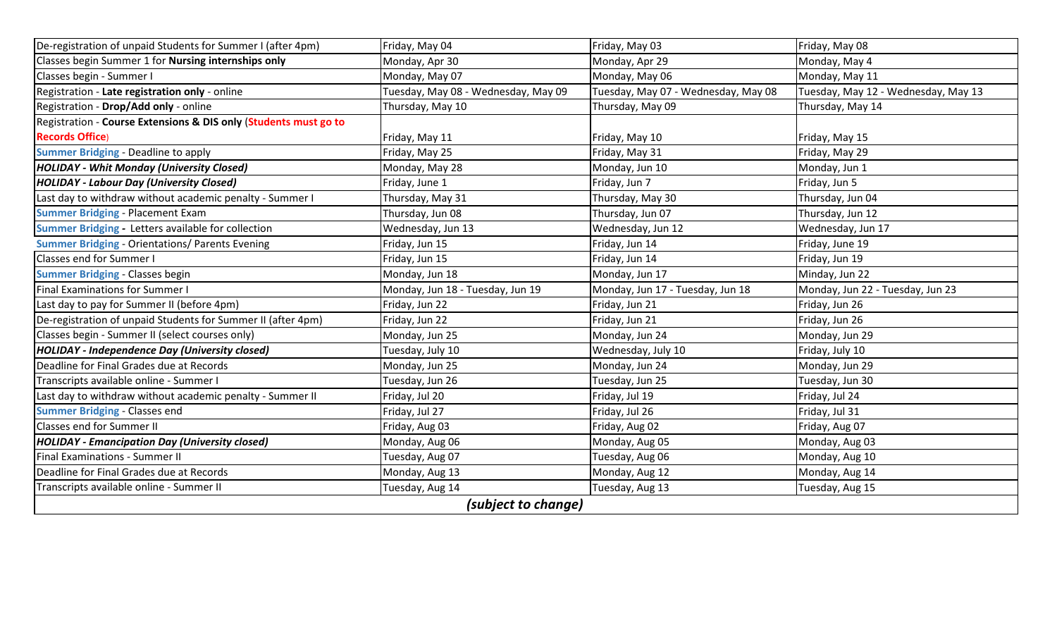| | | | |
|---|---|---|---|
| De-registration of unpaid Students for Summer I (after 4pm) | Friday, May 04 | Friday, May 03 | Friday, May 08 |
| Classes begin Summer 1 for **Nursing internships only** | Monday, Apr 30 | Monday, Apr 29 | Monday, May 4 |
| Classes begin - Summer I | Monday, May 07 | Monday, May 06 | Monday, May 11 |
| Registration - **Late registration only** - online | Tuesday, May 08 - Wednesday, May 09 | Tuesday, May 07 - Wednesday, May 08 | Tuesday, May 12 - Wednesday, May 13 |
| Registration - **Drop/Add only** - online | Thursday, May 10 | Thursday, May 09 | Thursday, May 14 |
| Registration - **Course Extensions & DIS only (Students must go to Records Office)** | Friday, May 11 | Friday, May 10 | Friday, May 15 |
| Summer Bridging - Deadline to apply | Friday, May 25 | Friday, May 31 | Friday, May 29 |
| ***HOLIDAY - Whit Monday (University Closed)*** | Monday, May 28 | Monday, Jun 10 | Monday, Jun 1 |
| ***HOLIDAY - Labour Day (University Closed)*** | Friday, June 1 | Friday, Jun 7 | Friday, Jun 5 |
| Last day to withdraw without academic penalty - Summer I | Thursday, May 31 | Thursday, May 30 | Thursday, Jun 04 |
| Summer Bridging - Placement Exam | Thursday, Jun 08 | Thursday, Jun 07 | Thursday, Jun 12 |
| Summer Bridging - Letters available for collection | Wednesday, Jun 13 | Wednesday, Jun 12 | Wednesday, Jun 17 |
| Summer Bridging - Orientations/ Parents Evening | Friday, Jun 15 | Friday, Jun 14 | Friday, June 19 |
| Classes end for Summer I | Friday, Jun 15 | Friday, Jun 14 | Friday, Jun 19 |
| Summer Bridging - Classes begin | Monday, Jun 18 | Monday, Jun 17 | Minday, Jun 22 |
| Final Examinations for Summer I | Monday, Jun 18 - Tuesday, Jun 19 | Monday, Jun 17 - Tuesday, Jun 18 | Monday, Jun 22 - Tuesday, Jun 23 |
| Last day to pay for Summer II (before 4pm) | Friday, Jun 22 | Friday, Jun 21 | Friday, Jun 26 |
| De-registration of unpaid Students for Summer II (after 4pm) | Friday, Jun 22 | Friday, Jun 21 | Friday, Jun 26 |
| Classes begin - Summer II (select courses only) | Monday, Jun 25 | Monday, Jun 24 | Monday, Jun 29 |
| ***HOLIDAY - Independence Day (University closed)*** | Tuesday, July 10 | Wednesday, July 10 | Friday, July 10 |
| Deadline for Final Grades due at Records | Monday, Jun 25 | Monday, Jun 24 | Monday, Jun 29 |
| Transcripts available online - Summer I | Tuesday, Jun 26 | Tuesday, Jun 25 | Tuesday, Jun 30 |
| Last day to withdraw without academic penalty - Summer II | Friday, Jul 20 | Friday, Jul 19 | Friday, Jul 24 |
| Summer Bridging - Classes end | Friday, Jul 27 | Friday, Jul 26 | Friday, Jul 31 |
| Classes end for Summer II | Friday, Aug 03 | Friday, Aug 02 | Friday, Aug 07 |
| ***HOLIDAY - Emancipation Day (University closed)*** | Monday, Aug 06 | Monday, Aug 05 | Monday, Aug 03 |
| Final Examinations - Summer II | Tuesday, Aug 07 | Tuesday, Aug 06 | Monday, Aug 10 |
| Deadline for Final Grades due at Records | Monday, Aug 13 | Monday, Aug 12 | Monday, Aug 14 |
| Transcripts available online - Summer II | Tuesday, Aug 14 | Tuesday, Aug 13 | Tuesday, Aug 15 |

***(subject to change)***